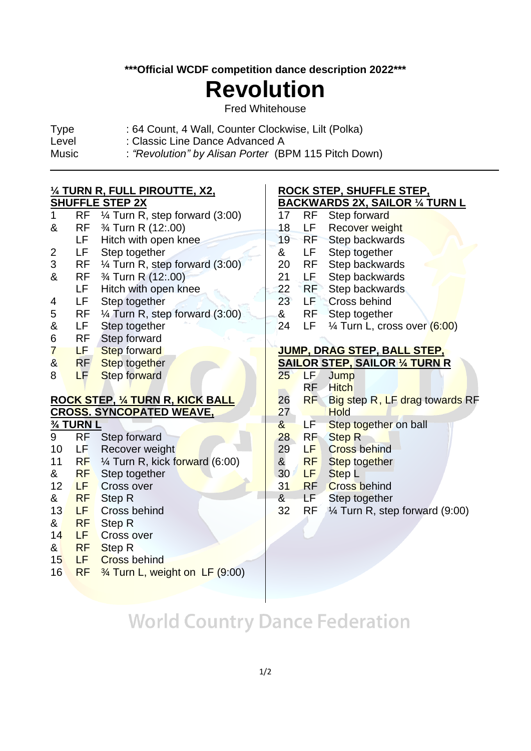**\*\*\*Official WCDF competition dance description 2022\*\*\***

# Revolution

Fred Whitehouse

| | |
|---|---|
| Type | : 64 Count, 4 Wall, Counter Clockwise, Lilt (Polka) |
| Level | : Classic Line Dance Advanced A |
| Music | : *"Revolution" by Alisan Porter* (BPM 115 Pitch Down) |

**¼ TURN R, FULL PIROUTTE, X2, SHUFFLE STEP 2X**

| | | |
|---|---|---|
| 1 | RF | ¼ Turn R, step forward (3:00) |
| & | RF | ¾ Turn R (12:.00) |
| | LF | Hitch with open knee |
| 2 | LF | Step together |
| 3 | RF | ¼ Turn R, step forward (3:00) |
| & | RF | ¾ Turn R (12:.00) |
| | LF | Hitch with open knee |
| 4 | LF | Step together |
| 5 | RF | ¼ Turn R, step forward (3:00) |
| & | LF | Step together |
| 6 | RF | Step forward |
| 7 | LF | Step forward |
| & | RF | Step together |
| 8 | LF | Step forward |

**ROCK STEP, ¼ TURN R, KICK BALL CROSS. SYNCOPATED WEAVE, ¾ TURN L**

| | | |
|---|---|---|
| 9 | RF | Step forward |
| 10 | LF | Recover weight |
| 11 | RF | ¼ Turn R, kick forward (6:00) |
| & | RF | Step together |
| 12 | LF | Cross over |
| & | RF | Step R |
| 13 | LF | Cross behind |
| & | RF | Step R |
| 14 | LF | Cross over |
| & | RF | Step R |
| 15 | LF | Cross behind |
| 16 | RF | ¾ Turn L, weight on LF (9:00) |

**ROCK STEP, SHUFFLE STEP, BACKWARDS 2X, SAILOR ¼ TURN L**

| | | |
|---|---|---|
| 17 | RF | Step forward |
| 18 | LF | Recover weight |
| 19 | RF | Step backwards |
| & | LF | Step together |
| 20 | RF | Step backwards |
| 21 | LF | Step backwards |
| 22 | RF | Step backwards |
| 23 | LF | Cross behind |
| & | RF | Step together |
| 24 | LF | ¼ Turn L, cross over (6:00) |

**JUMP, DRAG STEP, BALL STEP, SAILOR STEP, SAILOR ¼ TURN R**

| | | |
|---|---|---|
| 25 | LF | Jump |
| | RF | Hitch |
| 26 | RF | Big step R, LF drag towards RF |
| 27 | | Hold |
| & | LF | Step together on ball |
| 28 | RF | Step R |
| 29 | LF | Cross behind |
| & | RF | Step together |
| 30 | LF | Step L |
| 31 | RF | Cross behind |
| & | LF | Step together |
| 32 | RF | ¼ Turn R, step forward (9:00) |

World Country Dance Federation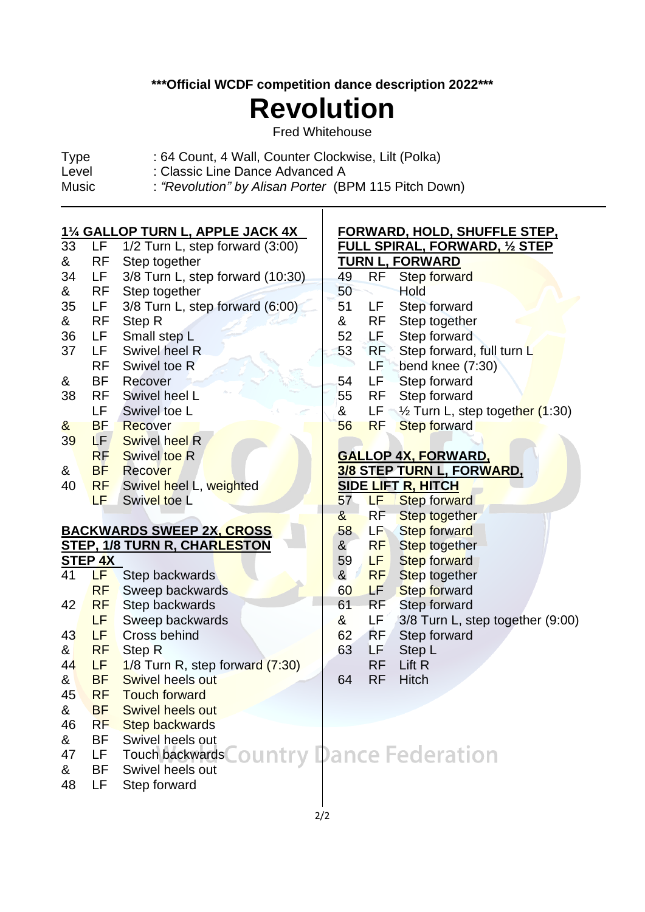***Official WCDF competition dance description 2022***

# Revolution

Fred Whitehouse

Type : 64 Count, 4 Wall, Counter Clockwise, Lilt (Polka)
Level : Classic Line Dance Advanced A
Music : *"Revolution" by Alisan Porter* (BPM 115 Pitch Down)

---

**1¼ GALLOP TURN L, APPLE JACK 4X**

| | | |
|---|---|---|
| 33 | LF | 1/2 Turn L, step forward (3:00) |
| & | RF | Step together |
| 34 | LF | 3/8 Turn L, step forward (10:30) |
| & | RF | Step together |
| 35 | LF | 3/8 Turn L, step forward (6:00) |
| & | RF | Step R |
| 36 | LF | Small step L |
| 37 | LF | Swivel heel R |
| | RF | Swivel toe R |
| & | BF | Recover |
| 38 | RF | Swivel heel L |
| | LF | Swivel toe L |
| & | BF | Recover |
| 39 | LF | Swivel heel R |
| | RF | Swivel toe R |
| & | BF | Recover |
| 40 | RF | Swivel heel L, weighted |
| | LF | Swivel toe L |

**BACKWARDS SWEEP 2X, CROSS STEP, 1/8 TURN R, CHARLESTON STEP 4X**

| | | |
|---|---|---|
| 41 | LF | Step backwards |
| | RF | Sweep backwards |
| 42 | RF | Step backwards |
| | LF | Sweep backwards |
| 43 | LF | Cross behind |
| & | RF | Step R |
| 44 | LF | 1/8 Turn R, step forward (7:30) |
| & | BF | Swivel heels out |
| 45 | RF | Touch forward |
| & | BF | Swivel heels out |
| 46 | RF | Step backwards |
| & | BF | Swivel heels out |
| 47 | LF | Touch backwards |
| & | BF | Swivel heels out |
| 48 | LF | Step forward |

**FORWARD, HOLD, SHUFFLE STEP, FULL SPIRAL, FORWARD, ½ STEP TURN L, FORWARD**

| | | |
|---|---|---|
| 49 | RF | Step forward |
| 50 | | Hold |
| 51 | LF | Step forward |
| & | RF | Step together |
| 52 | LF | Step forward |
| 53 | RF | Step forward, full turn L |
| | LF | bend knee (7:30) |
| 54 | LF | Step forward |
| 55 | RF | Step forward |
| & | LF | ½ Turn L, step together (1:30) |
| 56 | RF | Step forward |

**GALLOP 4X, FORWARD, 3/8 STEP TURN L, FORWARD, SIDE LIFT R, HITCH**

| | | |
|---|---|---|
| 57 | LF | Step forward |
| & | RF | Step together |
| 58 | LF | Step forward |
| & | RF | Step together |
| 59 | LF | Step forward |
| & | RF | Step together |
| 60 | LF | Step forward |
| 61 | RF | Step forward |
| & | LF | 3/8 Turn L, step together (9:00) |
| 62 | RF | Step forward |
| 63 | LF | Step L |
| | RF | Lift R |
| 64 | RF | Hitch |

World Country Dance Federation